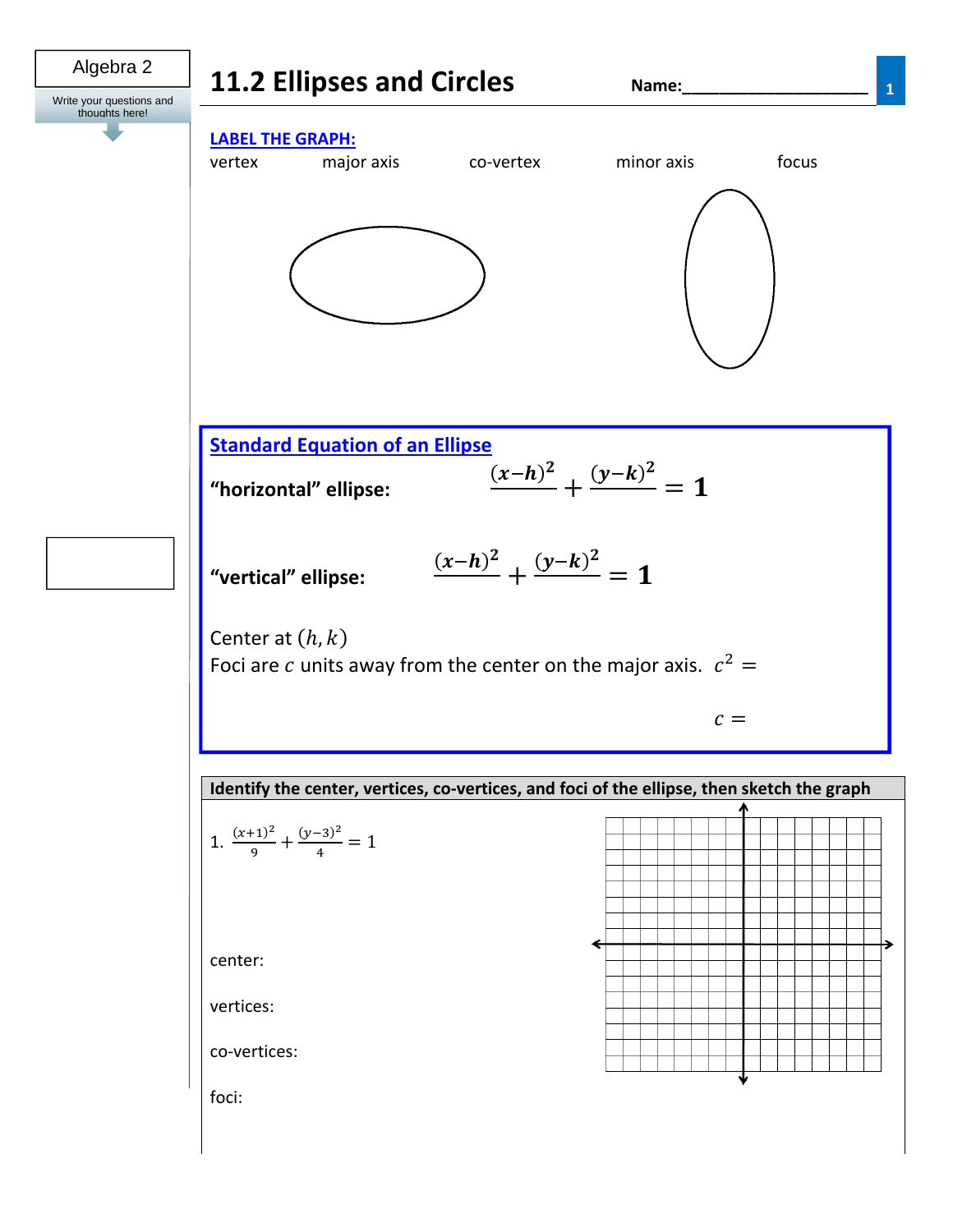Algebra 2

Write your questions and thoughts here!

# 11.2 Ellipses and Circles

Name:____________________

**LABEL THE GRAPH:**

vertex major axis co-vertex minor axis focus

## Standard Equation of an Ellipse

**"horizontal" ellipse:** $$\frac{(x-h)^2}{\phantom{a^2}} + \frac{(y-k)^2}{\phantom{b^2}} = 1$$

**"vertical" ellipse:** $$\frac{(x-h)^2}{\phantom{b^2}} + \frac{(y-k)^2}{\phantom{a^2}} = 1$$

Center at $(h, k)$

Foci are $c$ units away from the center on the major axis. $c^2 =$

$c =$

**Identify the center, vertices, co-vertices, and foci of the ellipse, then sketch the graph**

1. $\frac{(x+1)^2}{9} + \frac{(y-3)^2}{4} = 1$

center:

vertices:

co-vertices:

foci: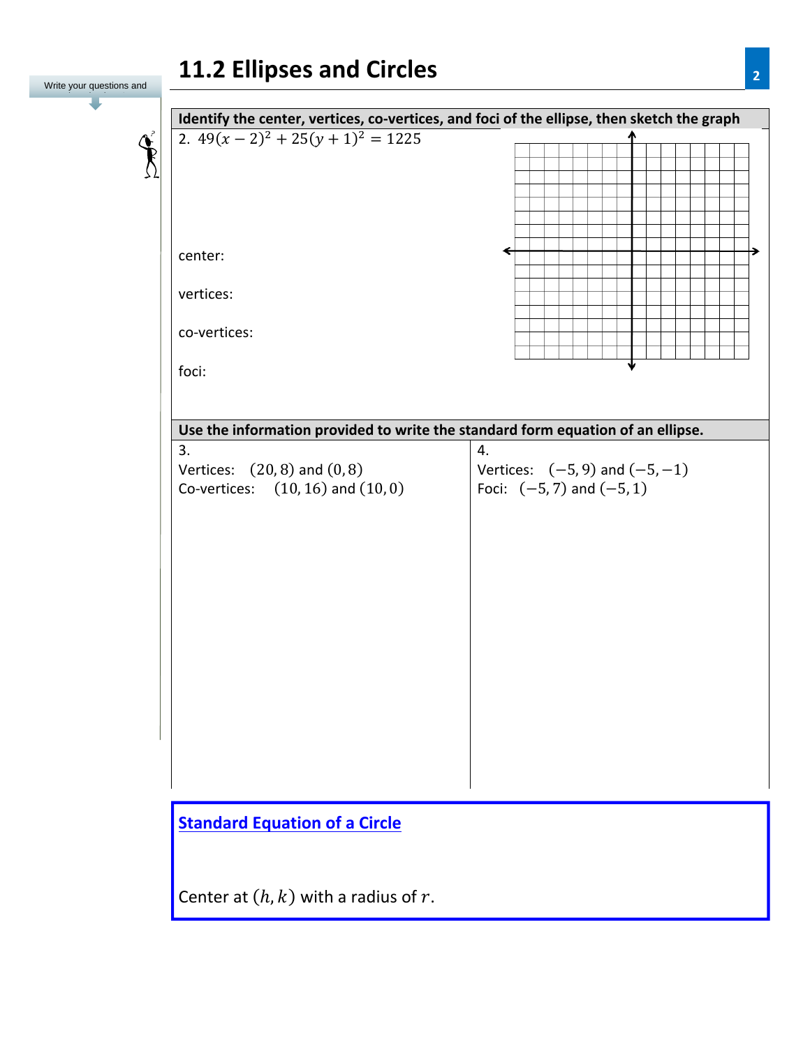Write your questions and

# 11.2 Ellipses and Circles

**Identify the center, vertices, co-vertices, and foci of the ellipse, then sketch the graph**

2. $49(x-2)^2 + 25(y+1)^2 = 1225$

center:

vertices:

co-vertices:

foci:

**Use the information provided to write the standard form equation of an ellipse.**

3.
Vertices: $(20, 8)$ and $(0, 8)$
Co-vertices: $(10, 16)$ and $(10, 0)$

4.
Vertices: $(-5, 9)$ and $(-5, -1)$
Foci: $(-5, 7)$ and $(-5, 1)$

**Standard Equation of a Circle**

Center at $(h, k)$ with a radius of $r$.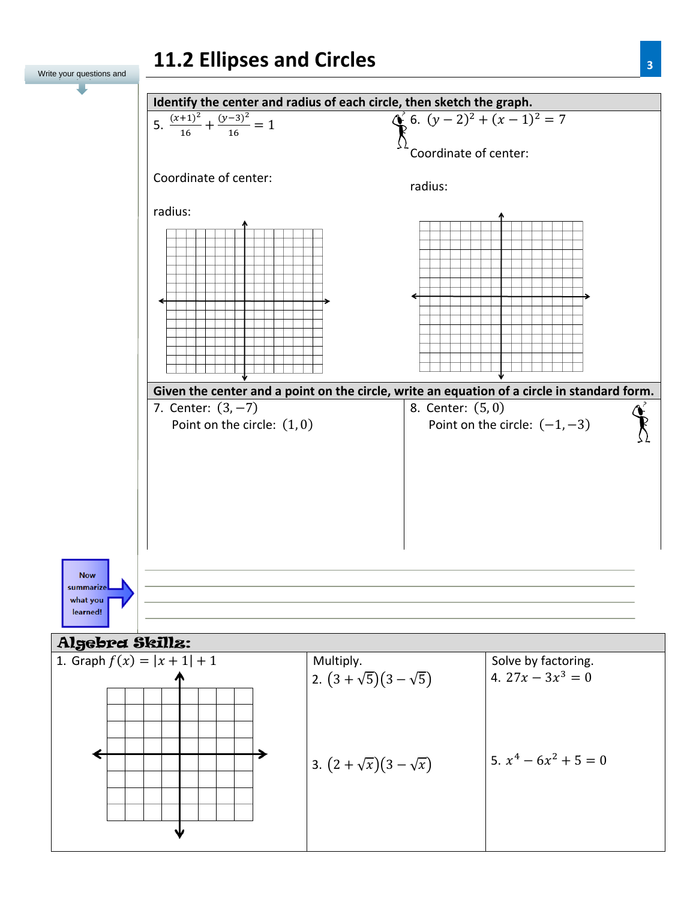# 11.2 Ellipses and Circles

Write your questions and

**Identify the center and radius of each circle, then sketch the graph.**

5. $\frac{(x+1)^2}{16} + \frac{(y-3)^2}{16} = 1$

Coordinate of center:

radius:

6. $(y-2)^2 + (x-1)^2 = 7$

Coordinate of center:

radius:

**Given the center and a point on the circle, write an equation of a circle in standard form.**

7. Center: $(3, -7)$
   Point on the circle: $(1, 0)$

8. Center: $(5, 0)$
   Point on the circle: $(-1, -3)$

Now summarize what you learned!

## Algebra Skillz:

1. Graph $f(x) = |x+1| + 1$

Multiply.

2. $(3+\sqrt{5})(3-\sqrt{5})$

3. $(2+\sqrt{x})(3-\sqrt{x})$

Solve by factoring.

4. $27x - 3x^3 = 0$

5. $x^4 - 6x^2 + 5 = 0$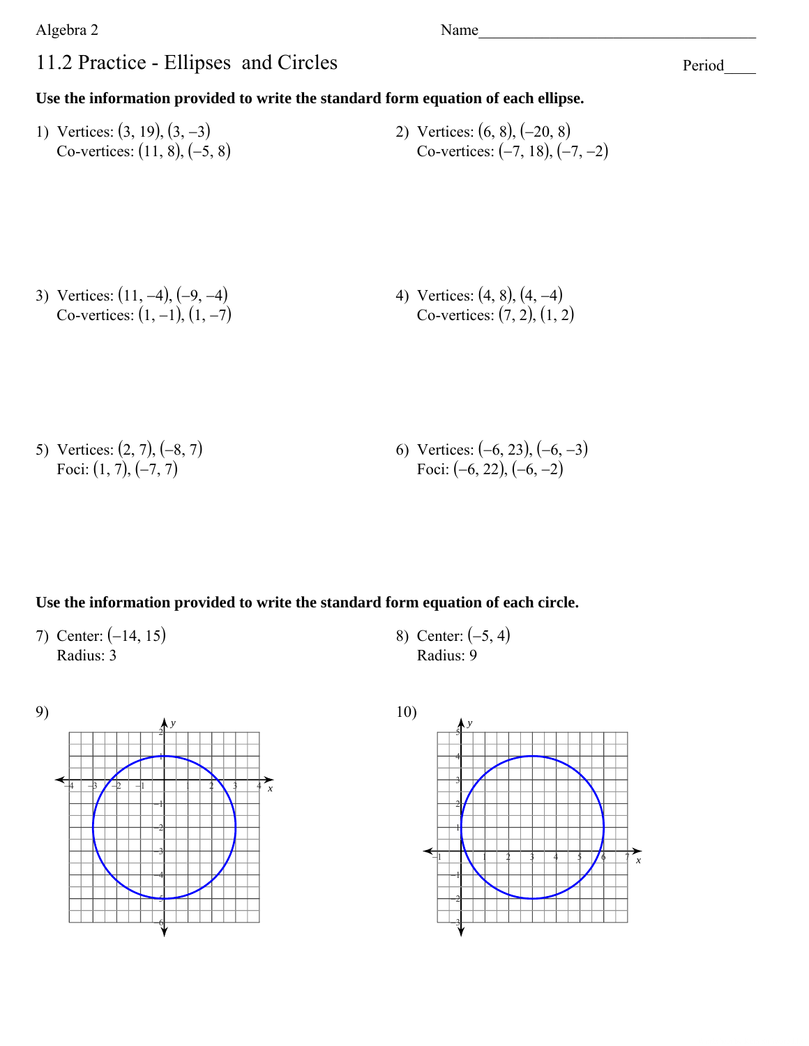Algebra 2

# 11.2 Practice - Ellipses and Circles

Name\_\_\_\_\_\_\_\_\_\_\_\_\_\_\_\_\_\_\_\_\_\_\_\_\_\_\_\_\_\_\_\_\_\_\_

Period\_\_\_\_

**Use the information provided to write the standard form equation of each ellipse.**

1) Vertices: $(3, 19)$, $(3, -3)$
   Co-vertices: $(11, 8)$, $(-5, 8)$

2) Vertices: $(6, 8)$, $(-20, 8)$
   Co-vertices: $(-7, 18)$, $(-7, -2)$

3) Vertices: $(11, -4)$, $(-9, -4)$
   Co-vertices: $(1, -1)$, $(1, -7)$

4) Vertices: $(4, 8)$, $(4, -4)$
   Co-vertices: $(7, 2)$, $(1, 2)$

5) Vertices: $(2, 7)$, $(-8, 7)$
   Foci: $(1, 7)$, $(-7, 7)$

6) Vertices: $(-6, 23)$, $(-6, -3)$
   Foci: $(-6, 22)$, $(-6, -2)$

**Use the information provided to write the standard form equation of each circle.**

7) Center: $(-14, 15)$
   Radius: 3

8) Center: $(-5, 4)$
   Radius: 9

9)

10)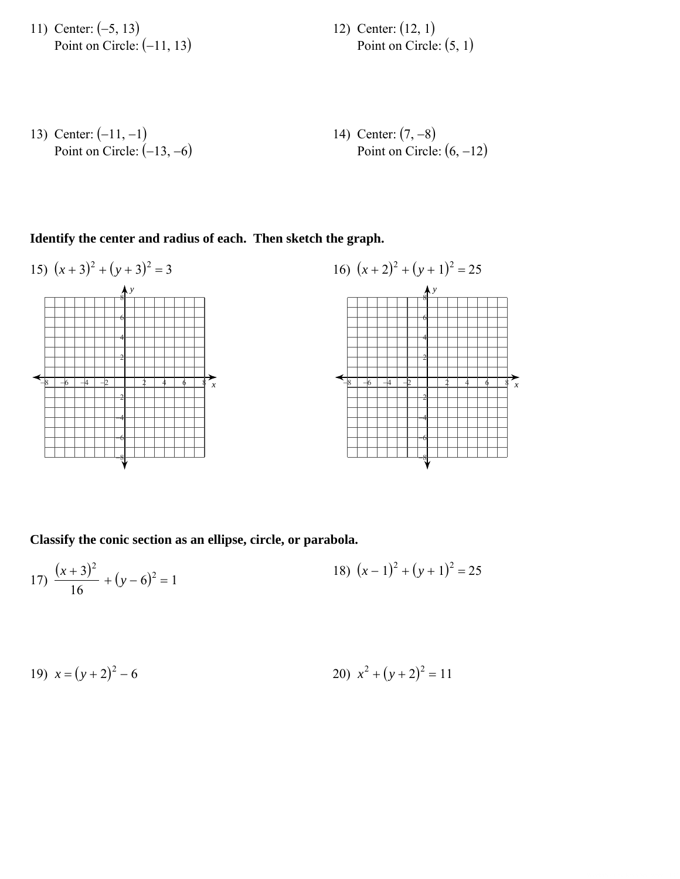11) Center: $(-5, 13)$
Point on Circle: $(-11, 13)$

12) Center: $(12, 1)$
Point on Circle: $(5, 1)$

13) Center: $(-11, -1)$
Point on Circle: $(-13, -6)$

14) Center: $(7, -8)$
Point on Circle: $(6, -12)$

**Identify the center and radius of each. Then sketch the graph.**

15) $(x + 3)^2 + (y + 3)^2 = 3$

16) $(x + 2)^2 + (y + 1)^2 = 25$

**Classify the conic section as an ellipse, circle, or parabola.**

17) $\dfrac{(x + 3)^2}{16} + (y - 6)^2 = 1$

18) $(x - 1)^2 + (y + 1)^2 = 25$

19) $x = (y + 2)^2 - 6$

20) $x^2 + (y + 2)^2 = 11$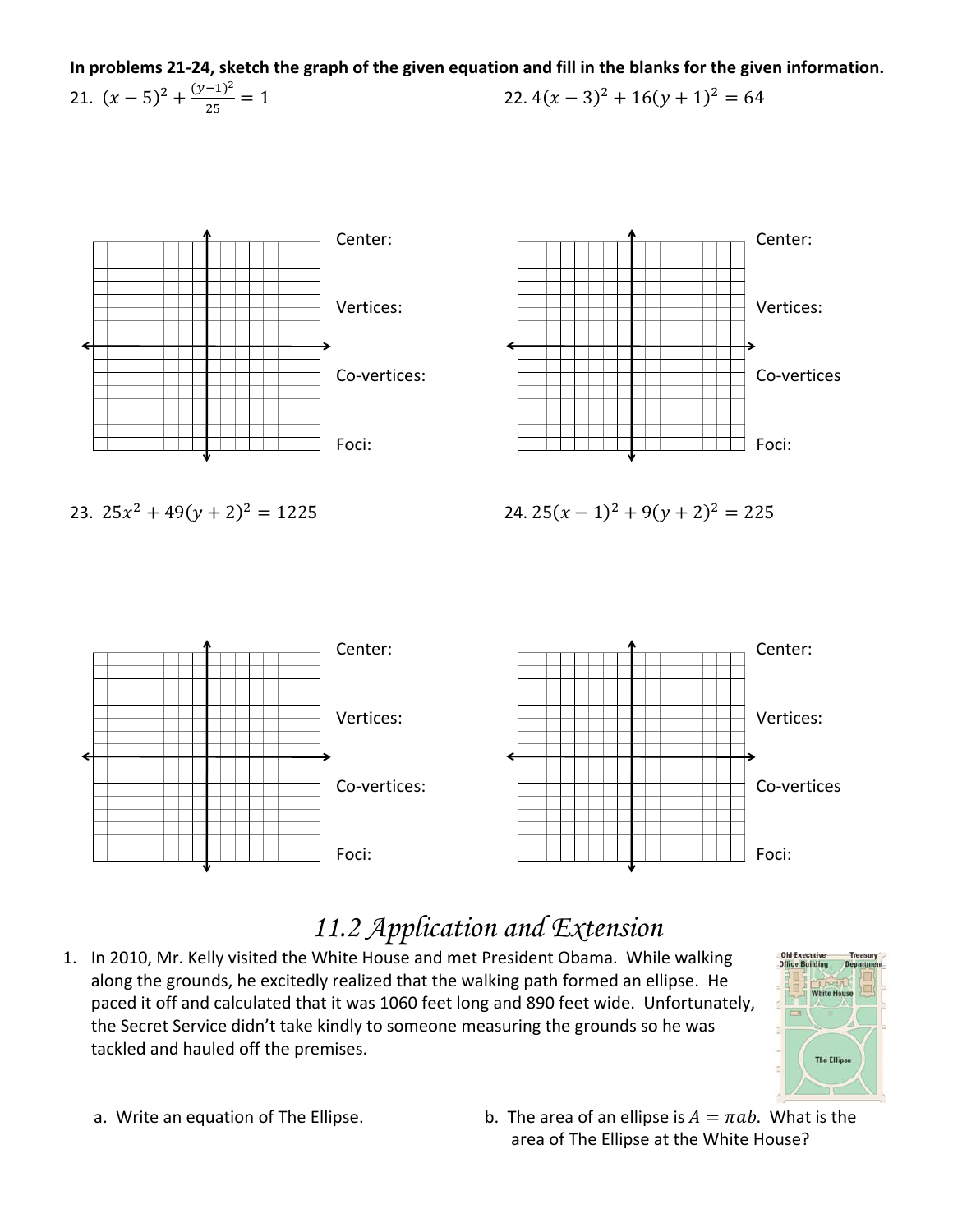**In problems 21-24, sketch the graph of the given equation and fill in the blanks for the given information.**

21. $(x-5)^2 + \frac{(y-1)^2}{25} = 1$

Center:

Vertices:

Co-vertices:

Foci:

22. $4(x-3)^2 + 16(y+1)^2 = 64$

Center:

Vertices:

Co-vertices

Foci:

23. $25x^2 + 49(y+2)^2 = 1225$

Center:

Vertices:

Co-vertices:

Foci:

24. $25(x-1)^2 + 9(y+2)^2 = 225$

Center:

Vertices:

Co-vertices

Foci:

# *11.2 Application and Extension*

1. In 2010, Mr. Kelly visited the White House and met President Obama. While walking along the grounds, he excitedly realized that the walking path formed an ellipse. He paced it off and calculated that it was 1060 feet long and 890 feet wide. Unfortunately, the Secret Service didn't take kindly to someone measuring the grounds so he was tackled and hauled off the premises.

   a. Write an equation of The Ellipse.

   b. The area of an ellipse is $A = \pi ab$. What is the area of The Ellipse at the White House?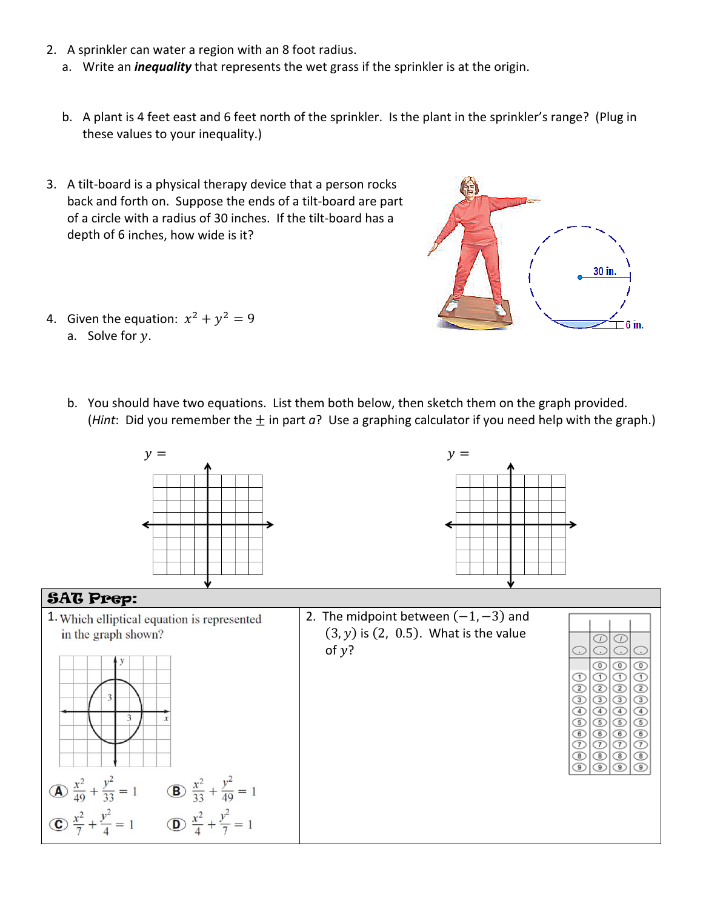2. A sprinkler can water a region with an 8 foot radius.
   a. Write an ***inequality*** that represents the wet grass if the sprinkler is at the origin.

   b. A plant is 4 feet east and 6 feet north of the sprinkler. Is the plant in the sprinkler's range? (Plug in these values to your inequality.)

3. A tilt-board is a physical therapy device that a person rocks back and forth on. Suppose the ends of a tilt-board are part of a circle with a radius of 30 inches. If the tilt-board has a depth of 6 inches, how wide is it?

30 in.

6 in.

4. Given the equation: $x^2 + y^2 = 9$
   a. Solve for $y$.

   b. You should have two equations. List them both below, then sketch them on the graph provided. (*Hint*: Did you remember the $\pm$ in part *a*? Use a graphing calculator if you need help with the graph.)

$y =$

$y =$

## SAT Prep:

1. Which elliptical equation is represented in the graph shown?

y

3

3

x

Ⓐ $\frac{x^2}{49} + \frac{y^2}{33} = 1$ Ⓑ $\frac{x^2}{33} + \frac{y^2}{49} = 1$

Ⓒ $\frac{x^2}{7} + \frac{y^2}{4} = 1$ Ⓓ $\frac{x^2}{4} + \frac{y^2}{7} = 1$

2. The midpoint between $(-1, -3)$ and $(3, y)$ is $(2,\ 0.5)$. What is the value of $y$?